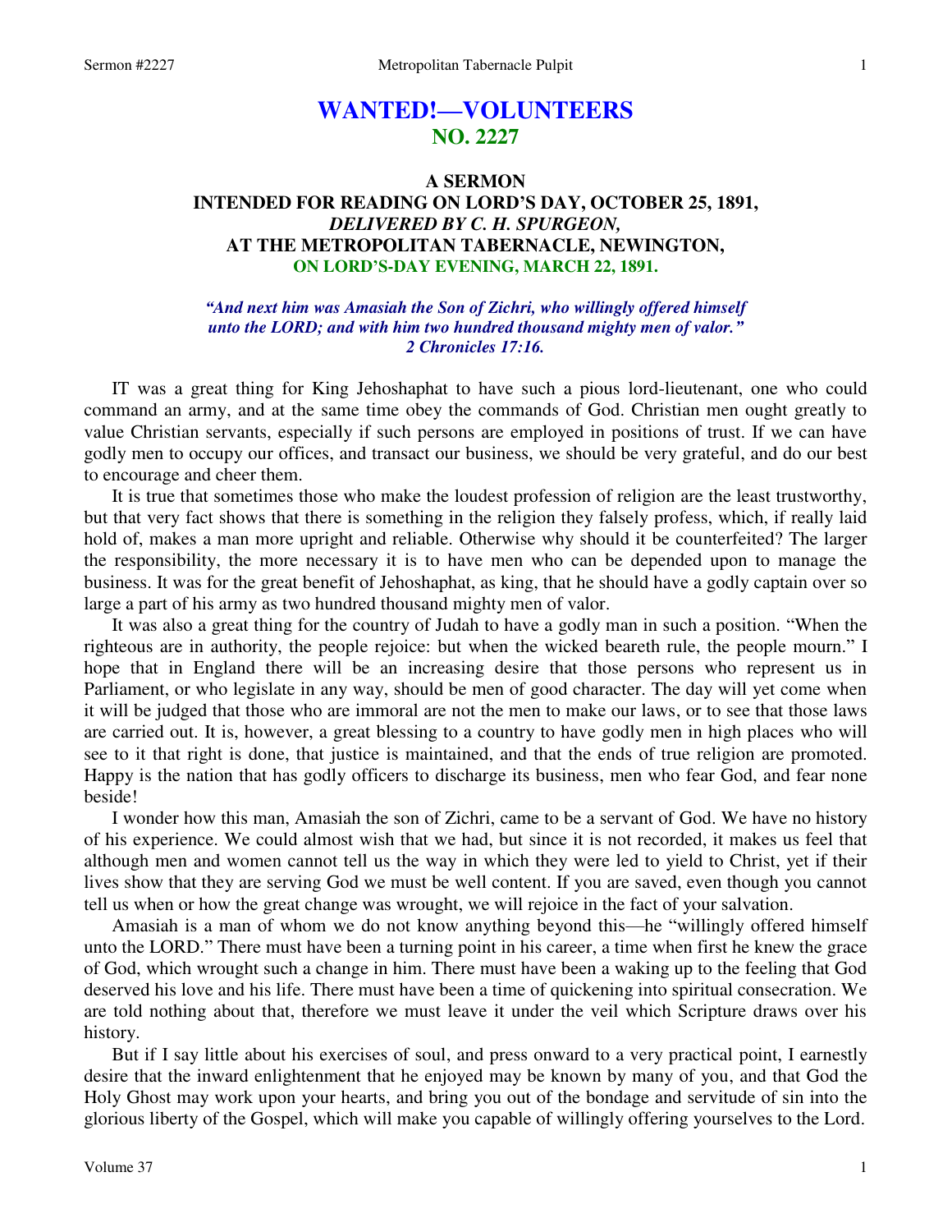# WANTED!—VOLUNTEERS
## NO. 2227

### A SERMON
### INTENDED FOR READING ON LORD'S DAY, OCTOBER 25, 1891,
### *DELIVERED BY C. H. SPURGEON,*
### AT THE METROPOLITAN TABERNACLE, NEWINGTON,
### ON LORD'S-DAY EVENING, MARCH 22, 1891.

***"And next him was Amasiah the Son of Zichri, who willingly offered himself unto the LORD; and with him two hundred thousand mighty men of valor." 2 Chronicles 17:16.***

IT was a great thing for King Jehoshaphat to have such a pious lord-lieutenant, one who could command an army, and at the same time obey the commands of God. Christian men ought greatly to value Christian servants, especially if such persons are employed in positions of trust. If we can have godly men to occupy our offices, and transact our business, we should be very grateful, and do our best to encourage and cheer them.

It is true that sometimes those who make the loudest profession of religion are the least trustworthy, but that very fact shows that there is something in the religion they falsely profess, which, if really laid hold of, makes a man more upright and reliable. Otherwise why should it be counterfeited? The larger the responsibility, the more necessary it is to have men who can be depended upon to manage the business. It was for the great benefit of Jehoshaphat, as king, that he should have a godly captain over so large a part of his army as two hundred thousand mighty men of valor.

It was also a great thing for the country of Judah to have a godly man in such a position. "When the righteous are in authority, the people rejoice: but when the wicked beareth rule, the people mourn." I hope that in England there will be an increasing desire that those persons who represent us in Parliament, or who legislate in any way, should be men of good character. The day will yet come when it will be judged that those who are immoral are not the men to make our laws, or to see that those laws are carried out. It is, however, a great blessing to a country to have godly men in high places who will see to it that right is done, that justice is maintained, and that the ends of true religion are promoted. Happy is the nation that has godly officers to discharge its business, men who fear God, and fear none beside!

I wonder how this man, Amasiah the son of Zichri, came to be a servant of God. We have no history of his experience. We could almost wish that we had, but since it is not recorded, it makes us feel that although men and women cannot tell us the way in which they were led to yield to Christ, yet if their lives show that they are serving God we must be well content. If you are saved, even though you cannot tell us when or how the great change was wrought, we will rejoice in the fact of your salvation.

Amasiah is a man of whom we do not know anything beyond this—he "willingly offered himself unto the LORD." There must have been a turning point in his career, a time when first he knew the grace of God, which wrought such a change in him. There must have been a waking up to the feeling that God deserved his love and his life. There must have been a time of quickening into spiritual consecration. We are told nothing about that, therefore we must leave it under the veil which Scripture draws over his history.

But if I say little about his exercises of soul, and press onward to a very practical point, I earnestly desire that the inward enlightenment that he enjoyed may be known by many of you, and that God the Holy Ghost may work upon your hearts, and bring you out of the bondage and servitude of sin into the glorious liberty of the Gospel, which will make you capable of willingly offering yourselves to the Lord.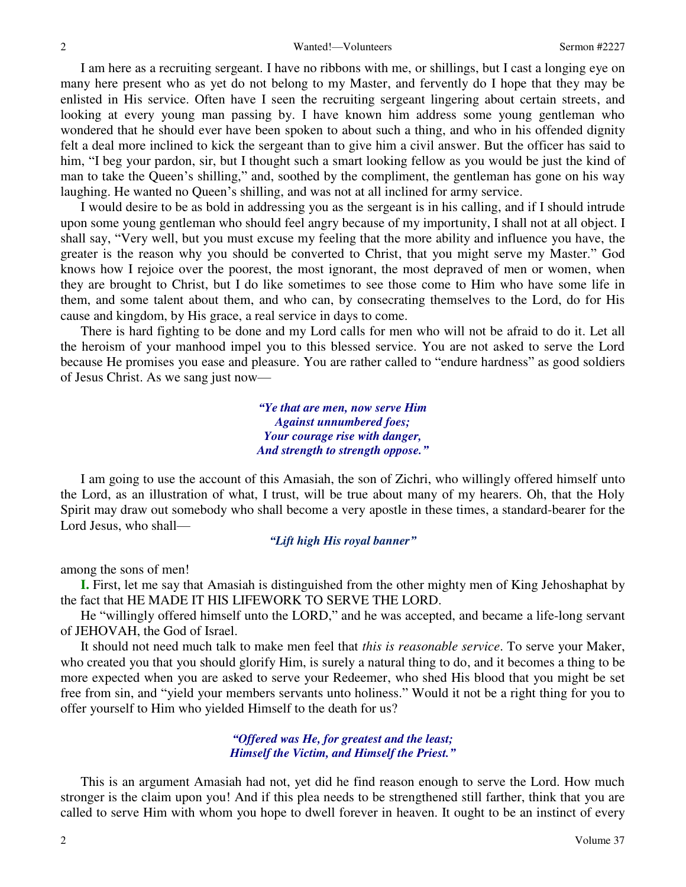I am here as a recruiting sergeant. I have no ribbons with me, or shillings, but I cast a longing eye on many here present who as yet do not belong to my Master, and fervently do I hope that they may be enlisted in His service. Often have I seen the recruiting sergeant lingering about certain streets, and looking at every young man passing by. I have known him address some young gentleman who wondered that he should ever have been spoken to about such a thing, and who in his offended dignity felt a deal more inclined to kick the sergeant than to give him a civil answer. But the officer has said to him, "I beg your pardon, sir, but I thought such a smart looking fellow as you would be just the kind of man to take the Queen's shilling," and, soothed by the compliment, the gentleman has gone on his way laughing. He wanted no Queen's shilling, and was not at all inclined for army service.

I would desire to be as bold in addressing you as the sergeant is in his calling, and if I should intrude upon some young gentleman who should feel angry because of my importunity, I shall not at all object. I shall say, "Very well, but you must excuse my feeling that the more ability and influence you have, the greater is the reason why you should be converted to Christ, that you might serve my Master." God knows how I rejoice over the poorest, the most ignorant, the most depraved of men or women, when they are brought to Christ, but I do like sometimes to see those come to Him who have some life in them, and some talent about them, and who can, by consecrating themselves to the Lord, do for His cause and kingdom, by His grace, a real service in days to come.

There is hard fighting to be done and my Lord calls for men who will not be afraid to do it. Let all the heroism of your manhood impel you to this blessed service. You are not asked to serve the Lord because He promises you ease and pleasure. You are rather called to "endure hardness" as good soldiers of Jesus Christ. As we sang just now—

> ***"Ye that are men, now serve Him***
> ***Against unnumbered foes;***
> ***Your courage rise with danger,***
> ***And strength to strength oppose."***

I am going to use the account of this Amasiah, the son of Zichri, who willingly offered himself unto the Lord, as an illustration of what, I trust, will be true about many of my hearers. Oh, that the Holy Spirit may draw out somebody who shall become a very apostle in these times, a standard-bearer for the Lord Jesus, who shall—

> ***"Lift high His royal banner"***

among the sons of men!

**I.** First, let me say that Amasiah is distinguished from the other mighty men of King Jehoshaphat by the fact that HE MADE IT HIS LIFEWORK TO SERVE THE LORD.

He "willingly offered himself unto the LORD," and he was accepted, and became a life-long servant of JEHOVAH, the God of Israel.

It should not need much talk to make men feel that *this is reasonable service*. To serve your Maker, who created you that you should glorify Him, is surely a natural thing to do, and it becomes a thing to be more expected when you are asked to serve your Redeemer, who shed His blood that you might be set free from sin, and "yield your members servants unto holiness." Would it not be a right thing for you to offer yourself to Him who yielded Himself to the death for us?

> ***"Offered was He, for greatest and the least;***
> ***Himself the Victim, and Himself the Priest."***

This is an argument Amasiah had not, yet did he find reason enough to serve the Lord. How much stronger is the claim upon you! And if this plea needs to be strengthened still farther, think that you are called to serve Him with whom you hope to dwell forever in heaven. It ought to be an instinct of every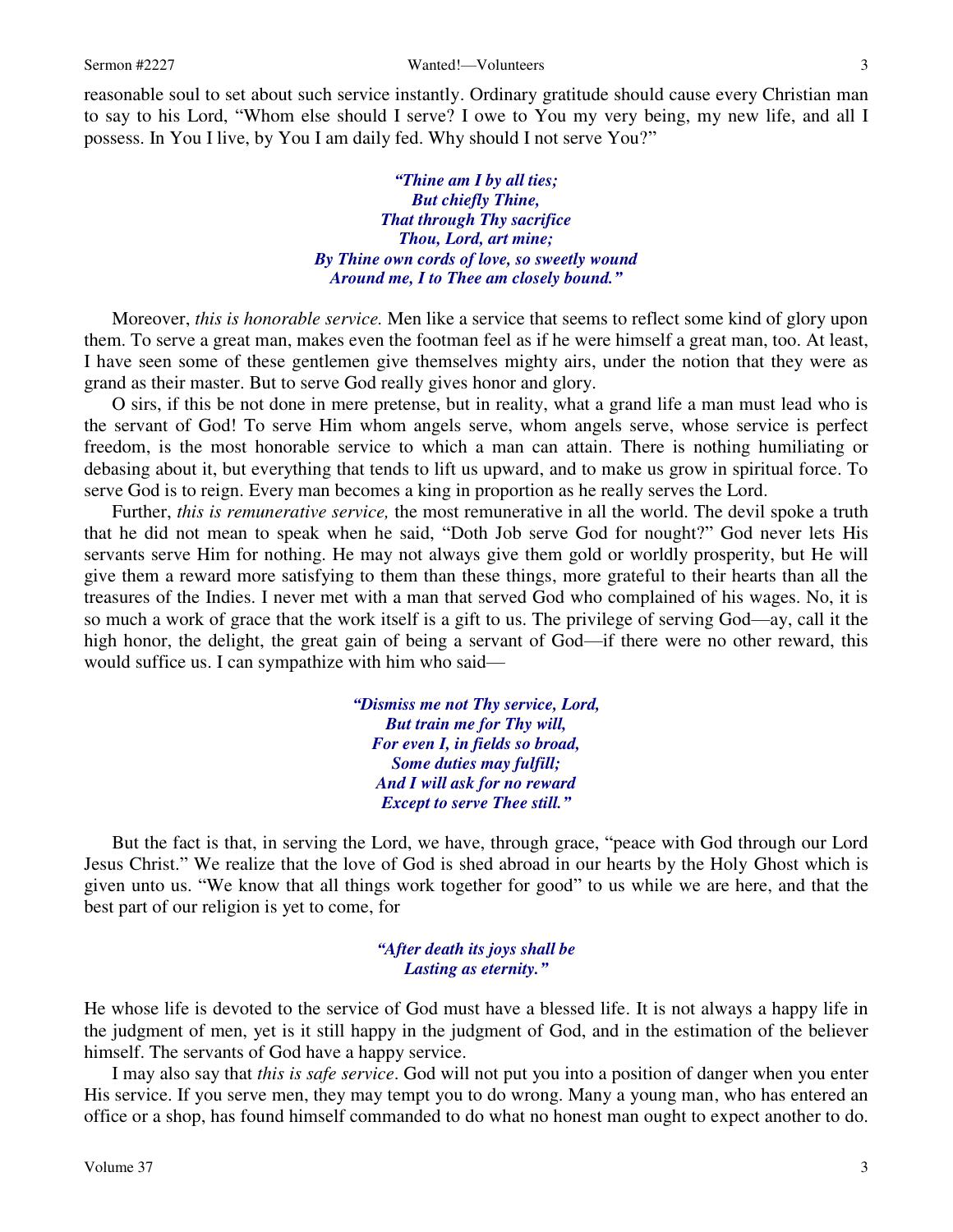reasonable soul to set about such service instantly. Ordinary gratitude should cause every Christian man to say to his Lord, "Whom else should I serve? I owe to You my very being, my new life, and all I possess. In You I live, by You I am daily fed. Why should I not serve You?"

> ***"Thine am I by all ties;***
> ***But chiefly Thine,***
> ***That through Thy sacrifice***
> ***Thou, Lord, art mine;***
> ***By Thine own cords of love, so sweetly wound***
> ***Around me, I to Thee am closely bound."***

Moreover, *this is honorable service.* Men like a service that seems to reflect some kind of glory upon them. To serve a great man, makes even the footman feel as if he were himself a great man, too. At least, I have seen some of these gentlemen give themselves mighty airs, under the notion that they were as grand as their master. But to serve God really gives honor and glory.

O sirs, if this be not done in mere pretense, but in reality, what a grand life a man must lead who is the servant of God! To serve Him whom angels serve, whom angels serve, whose service is perfect freedom, is the most honorable service to which a man can attain. There is nothing humiliating or debasing about it, but everything that tends to lift us upward, and to make us grow in spiritual force. To serve God is to reign. Every man becomes a king in proportion as he really serves the Lord.

Further, *this is remunerative service,* the most remunerative in all the world. The devil spoke a truth that he did not mean to speak when he said, "Doth Job serve God for nought?" God never lets His servants serve Him for nothing. He may not always give them gold or worldly prosperity, but He will give them a reward more satisfying to them than these things, more grateful to their hearts than all the treasures of the Indies. I never met with a man that served God who complained of his wages. No, it is so much a work of grace that the work itself is a gift to us. The privilege of serving God—ay, call it the high honor, the delight, the great gain of being a servant of God—if there were no other reward, this would suffice us. I can sympathize with him who said—

> ***"Dismiss me not Thy service, Lord,***
> ***But train me for Thy will,***
> ***For even I, in fields so broad,***
> ***Some duties may fulfill;***
> ***And I will ask for no reward***
> ***Except to serve Thee still."***

But the fact is that, in serving the Lord, we have, through grace, "peace with God through our Lord Jesus Christ." We realize that the love of God is shed abroad in our hearts by the Holy Ghost which is given unto us. "We know that all things work together for good" to us while we are here, and that the best part of our religion is yet to come, for

> ***"After death its joys shall be***
> ***Lasting as eternity."***

He whose life is devoted to the service of God must have a blessed life. It is not always a happy life in the judgment of men, yet is it still happy in the judgment of God, and in the estimation of the believer himself. The servants of God have a happy service.

I may also say that *this is safe service*. God will not put you into a position of danger when you enter His service. If you serve men, they may tempt you to do wrong. Many a young man, who has entered an office or a shop, has found himself commanded to do what no honest man ought to expect another to do.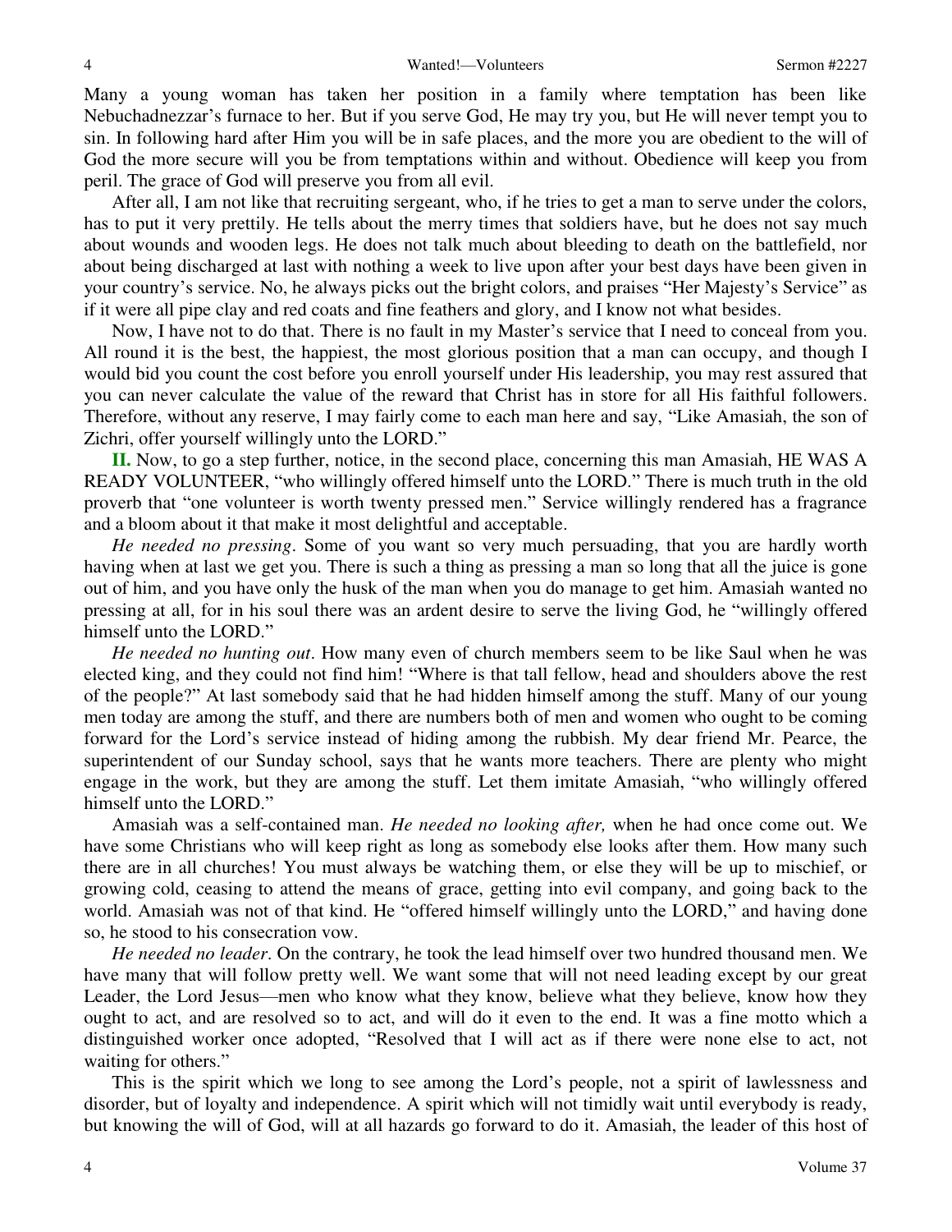Many a young woman has taken her position in a family where temptation has been like Nebuchadnezzar's furnace to her. But if you serve God, He may try you, but He will never tempt you to sin. In following hard after Him you will be in safe places, and the more you are obedient to the will of God the more secure will you be from temptations within and without. Obedience will keep you from peril. The grace of God will preserve you from all evil.

After all, I am not like that recruiting sergeant, who, if he tries to get a man to serve under the colors, has to put it very prettily. He tells about the merry times that soldiers have, but he does not say much about wounds and wooden legs. He does not talk much about bleeding to death on the battlefield, nor about being discharged at last with nothing a week to live upon after your best days have been given in your country's service. No, he always picks out the bright colors, and praises "Her Majesty's Service" as if it were all pipe clay and red coats and fine feathers and glory, and I know not what besides.

Now, I have not to do that. There is no fault in my Master's service that I need to conceal from you. All round it is the best, the happiest, the most glorious position that a man can occupy, and though I would bid you count the cost before you enroll yourself under His leadership, you may rest assured that you can never calculate the value of the reward that Christ has in store for all His faithful followers. Therefore, without any reserve, I may fairly come to each man here and say, "Like Amasiah, the son of Zichri, offer yourself willingly unto the LORD."

**II.** Now, to go a step further, notice, in the second place, concerning this man Amasiah, HE WAS A READY VOLUNTEER, "who willingly offered himself unto the LORD." There is much truth in the old proverb that "one volunteer is worth twenty pressed men." Service willingly rendered has a fragrance and a bloom about it that make it most delightful and acceptable.

*He needed no pressing*. Some of you want so very much persuading, that you are hardly worth having when at last we get you. There is such a thing as pressing a man so long that all the juice is gone out of him, and you have only the husk of the man when you do manage to get him. Amasiah wanted no pressing at all, for in his soul there was an ardent desire to serve the living God, he "willingly offered himself unto the LORD."

*He needed no hunting out*. How many even of church members seem to be like Saul when he was elected king, and they could not find him! "Where is that tall fellow, head and shoulders above the rest of the people?" At last somebody said that he had hidden himself among the stuff. Many of our young men today are among the stuff, and there are numbers both of men and women who ought to be coming forward for the Lord's service instead of hiding among the rubbish. My dear friend Mr. Pearce, the superintendent of our Sunday school, says that he wants more teachers. There are plenty who might engage in the work, but they are among the stuff. Let them imitate Amasiah, "who willingly offered himself unto the LORD."

Amasiah was a self-contained man. *He needed no looking after,* when he had once come out. We have some Christians who will keep right as long as somebody else looks after them. How many such there are in all churches! You must always be watching them, or else they will be up to mischief, or growing cold, ceasing to attend the means of grace, getting into evil company, and going back to the world. Amasiah was not of that kind. He "offered himself willingly unto the LORD," and having done so, he stood to his consecration vow.

*He needed no leader*. On the contrary, he took the lead himself over two hundred thousand men. We have many that will follow pretty well. We want some that will not need leading except by our great Leader, the Lord Jesus—men who know what they know, believe what they believe, know how they ought to act, and are resolved so to act, and will do it even to the end. It was a fine motto which a distinguished worker once adopted, "Resolved that I will act as if there were none else to act, not waiting for others."

This is the spirit which we long to see among the Lord's people, not a spirit of lawlessness and disorder, but of loyalty and independence. A spirit which will not timidly wait until everybody is ready, but knowing the will of God, will at all hazards go forward to do it. Amasiah, the leader of this host of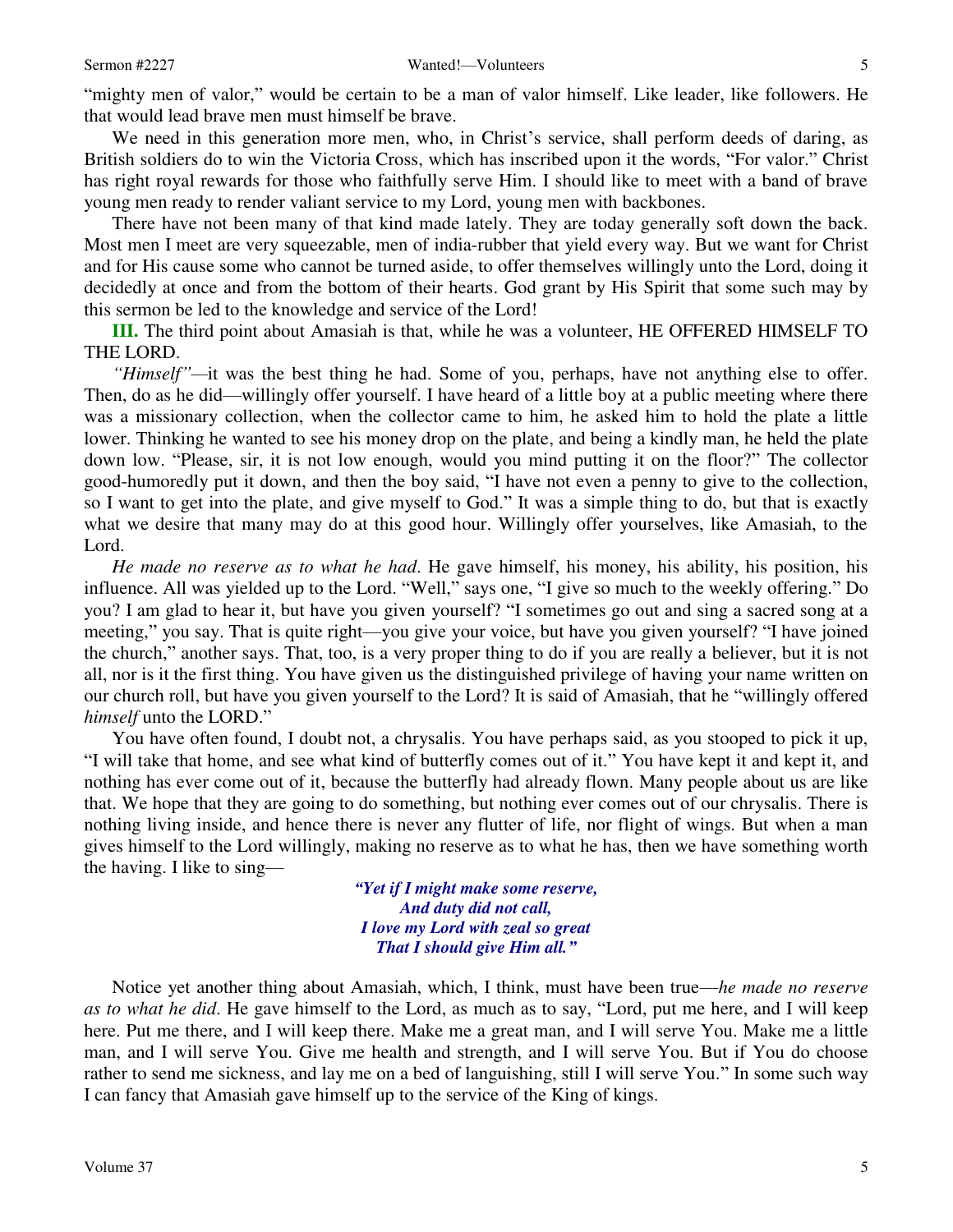"mighty men of valor," would be certain to be a man of valor himself. Like leader, like followers. He that would lead brave men must himself be brave.

We need in this generation more men, who, in Christ's service, shall perform deeds of daring, as British soldiers do to win the Victoria Cross, which has inscribed upon it the words, "For valor." Christ has right royal rewards for those who faithfully serve Him. I should like to meet with a band of brave young men ready to render valiant service to my Lord, young men with backbones.

There have not been many of that kind made lately. They are today generally soft down the back. Most men I meet are very squeezable, men of india-rubber that yield every way. But we want for Christ and for His cause some who cannot be turned aside, to offer themselves willingly unto the Lord, doing it decidedly at once and from the bottom of their hearts. God grant by His Spirit that some such may by this sermon be led to the knowledge and service of the Lord!

**III.** The third point about Amasiah is that, while he was a volunteer, HE OFFERED HIMSELF TO THE LORD.

*"Himself"*—it was the best thing he had. Some of you, perhaps, have not anything else to offer. Then, do as he did—willingly offer yourself. I have heard of a little boy at a public meeting where there was a missionary collection, when the collector came to him, he asked him to hold the plate a little lower. Thinking he wanted to see his money drop on the plate, and being a kindly man, he held the plate down low. "Please, sir, it is not low enough, would you mind putting it on the floor?" The collector good-humoredly put it down, and then the boy said, "I have not even a penny to give to the collection, so I want to get into the plate, and give myself to God." It was a simple thing to do, but that is exactly what we desire that many may do at this good hour. Willingly offer yourselves, like Amasiah, to the Lord.

*He made no reserve as to what he had*. He gave himself, his money, his ability, his position, his influence. All was yielded up to the Lord. "Well," says one, "I give so much to the weekly offering." Do you? I am glad to hear it, but have you given yourself? "I sometimes go out and sing a sacred song at a meeting," you say. That is quite right—you give your voice, but have you given yourself? "I have joined the church," another says. That, too, is a very proper thing to do if you are really a believer, but it is not all, nor is it the first thing. You have given us the distinguished privilege of having your name written on our church roll, but have you given yourself to the Lord? It is said of Amasiah, that he "willingly offered *himself* unto the LORD."

You have often found, I doubt not, a chrysalis. You have perhaps said, as you stooped to pick it up, "I will take that home, and see what kind of butterfly comes out of it." You have kept it and kept it, and nothing has ever come out of it, because the butterfly had already flown. Many people about us are like that. We hope that they are going to do something, but nothing ever comes out of our chrysalis. There is nothing living inside, and hence there is never any flutter of life, nor flight of wings. But when a man gives himself to the Lord willingly, making no reserve as to what he has, then we have something worth the having. I like to sing—

> ***"Yet if I might make some reserve,***
> ***And duty did not call,***
> ***I love my Lord with zeal so great***
> ***That I should give Him all."***

Notice yet another thing about Amasiah, which, I think, must have been true—*he made no reserve as to what he did*. He gave himself to the Lord, as much as to say, "Lord, put me here, and I will keep here. Put me there, and I will keep there. Make me a great man, and I will serve You. Make me a little man, and I will serve You. Give me health and strength, and I will serve You. But if You do choose rather to send me sickness, and lay me on a bed of languishing, still I will serve You." In some such way I can fancy that Amasiah gave himself up to the service of the King of kings.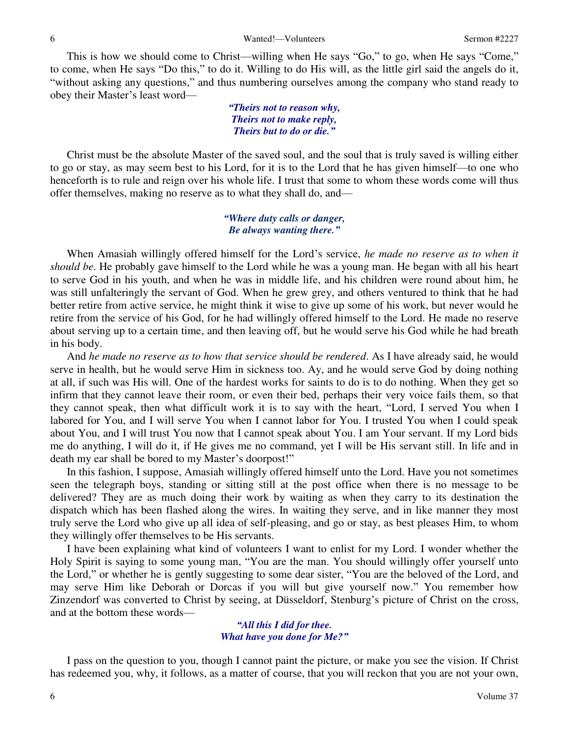This is how we should come to Christ—willing when He says "Go," to go, when He says "Come," to come, when He says "Do this," to do it. Willing to do His will, as the little girl said the angels do it, "without asking any questions," and thus numbering ourselves among the company who stand ready to obey their Master's least word—

> ***"Theirs not to reason why,***
> ***Theirs not to make reply,***
> ***Theirs but to do or die."***

Christ must be the absolute Master of the saved soul, and the soul that is truly saved is willing either to go or stay, as may seem best to his Lord, for it is to the Lord that he has given himself—to one who henceforth is to rule and reign over his whole life. I trust that some to whom these words come will thus offer themselves, making no reserve as to what they shall do, and—

> ***"Where duty calls or danger,***
> ***Be always wanting there."***

When Amasiah willingly offered himself for the Lord's service, *he made no reserve as to when it should be*. He probably gave himself to the Lord while he was a young man. He began with all his heart to serve God in his youth, and when he was in middle life, and his children were round about him, he was still unfalteringly the servant of God. When he grew grey, and others ventured to think that he had better retire from active service, he might think it wise to give up some of his work, but never would he retire from the service of his God, for he had willingly offered himself to the Lord. He made no reserve about serving up to a certain time, and then leaving off, but he would serve his God while he had breath in his body.

And *he made no reserve as to how that service should be rendered*. As I have already said, he would serve in health, but he would serve Him in sickness too. Ay, and he would serve God by doing nothing at all, if such was His will. One of the hardest works for saints to do is to do nothing. When they get so infirm that they cannot leave their room, or even their bed, perhaps their very voice fails them, so that they cannot speak, then what difficult work it is to say with the heart, "Lord, I served You when I labored for You, and I will serve You when I cannot labor for You. I trusted You when I could speak about You, and I will trust You now that I cannot speak about You. I am Your servant. If my Lord bids me do anything, I will do it, if He gives me no command, yet I will be His servant still. In life and in death my ear shall be bored to my Master's doorpost!"

In this fashion, I suppose, Amasiah willingly offered himself unto the Lord. Have you not sometimes seen the telegraph boys, standing or sitting still at the post office when there is no message to be delivered? They are as much doing their work by waiting as when they carry to its destination the dispatch which has been flashed along the wires. In waiting they serve, and in like manner they most truly serve the Lord who give up all idea of self-pleasing, and go or stay, as best pleases Him, to whom they willingly offer themselves to be His servants.

I have been explaining what kind of volunteers I want to enlist for my Lord. I wonder whether the Holy Spirit is saying to some young man, "You are the man. You should willingly offer yourself unto the Lord," or whether he is gently suggesting to some dear sister, "You are the beloved of the Lord, and may serve Him like Deborah or Dorcas if you will but give yourself now." You remember how Zinzendorf was converted to Christ by seeing, at Düsseldorf, Stenburg's picture of Christ on the cross, and at the bottom these words—

> ***"All this I did for thee.***
> ***What have you done for Me?"***

I pass on the question to you, though I cannot paint the picture, or make you see the vision. If Christ has redeemed you, why, it follows, as a matter of course, that you will reckon that you are not your own,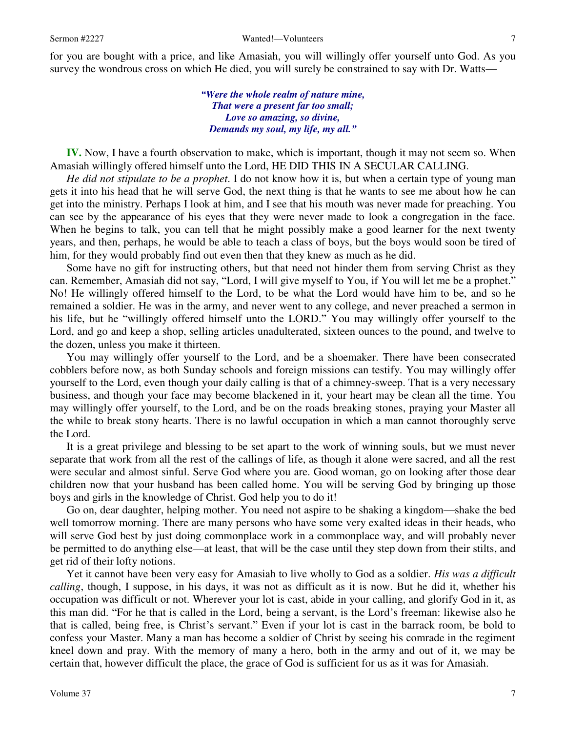for you are bought with a price, and like Amasiah, you will willingly offer yourself unto God. As you survey the wondrous cross on which He died, you will surely be constrained to say with Dr. Watts—

> ***"Were the whole realm of nature mine,***
> ***That were a present far too small;***
> ***Love so amazing, so divine,***
> ***Demands my soul, my life, my all."***

**IV.** Now, I have a fourth observation to make, which is important, though it may not seem so. When Amasiah willingly offered himself unto the Lord, HE DID THIS IN A SECULAR CALLING.

*He did not stipulate to be a prophet*. I do not know how it is, but when a certain type of young man gets it into his head that he will serve God, the next thing is that he wants to see me about how he can get into the ministry. Perhaps I look at him, and I see that his mouth was never made for preaching. You can see by the appearance of his eyes that they were never made to look a congregation in the face. When he begins to talk, you can tell that he might possibly make a good learner for the next twenty years, and then, perhaps, he would be able to teach a class of boys, but the boys would soon be tired of him, for they would probably find out even then that they knew as much as he did.

Some have no gift for instructing others, but that need not hinder them from serving Christ as they can. Remember, Amasiah did not say, "Lord, I will give myself to You, if You will let me be a prophet." No! He willingly offered himself to the Lord, to be what the Lord would have him to be, and so he remained a soldier. He was in the army, and never went to any college, and never preached a sermon in his life, but he "willingly offered himself unto the LORD." You may willingly offer yourself to the Lord, and go and keep a shop, selling articles unadulterated, sixteen ounces to the pound, and twelve to the dozen, unless you make it thirteen.

You may willingly offer yourself to the Lord, and be a shoemaker. There have been consecrated cobblers before now, as both Sunday schools and foreign missions can testify. You may willingly offer yourself to the Lord, even though your daily calling is that of a chimney-sweep. That is a very necessary business, and though your face may become blackened in it, your heart may be clean all the time. You may willingly offer yourself, to the Lord, and be on the roads breaking stones, praying your Master all the while to break stony hearts. There is no lawful occupation in which a man cannot thoroughly serve the Lord.

It is a great privilege and blessing to be set apart to the work of winning souls, but we must never separate that work from all the rest of the callings of life, as though it alone were sacred, and all the rest were secular and almost sinful. Serve God where you are. Good woman, go on looking after those dear children now that your husband has been called home. You will be serving God by bringing up those boys and girls in the knowledge of Christ. God help you to do it!

Go on, dear daughter, helping mother. You need not aspire to be shaking a kingdom—shake the bed well tomorrow morning. There are many persons who have some very exalted ideas in their heads, who will serve God best by just doing commonplace work in a commonplace way, and will probably never be permitted to do anything else—at least, that will be the case until they step down from their stilts, and get rid of their lofty notions.

Yet it cannot have been very easy for Amasiah to live wholly to God as a soldier. *His was a difficult calling*, though, I suppose, in his days, it was not as difficult as it is now. But he did it, whether his occupation was difficult or not. Wherever your lot is cast, abide in your calling, and glorify God in it, as this man did. "For he that is called in the Lord, being a servant, is the Lord's freeman: likewise also he that is called, being free, is Christ's servant." Even if your lot is cast in the barrack room, be bold to confess your Master. Many a man has become a soldier of Christ by seeing his comrade in the regiment kneel down and pray. With the memory of many a hero, both in the army and out of it, we may be certain that, however difficult the place, the grace of God is sufficient for us as it was for Amasiah.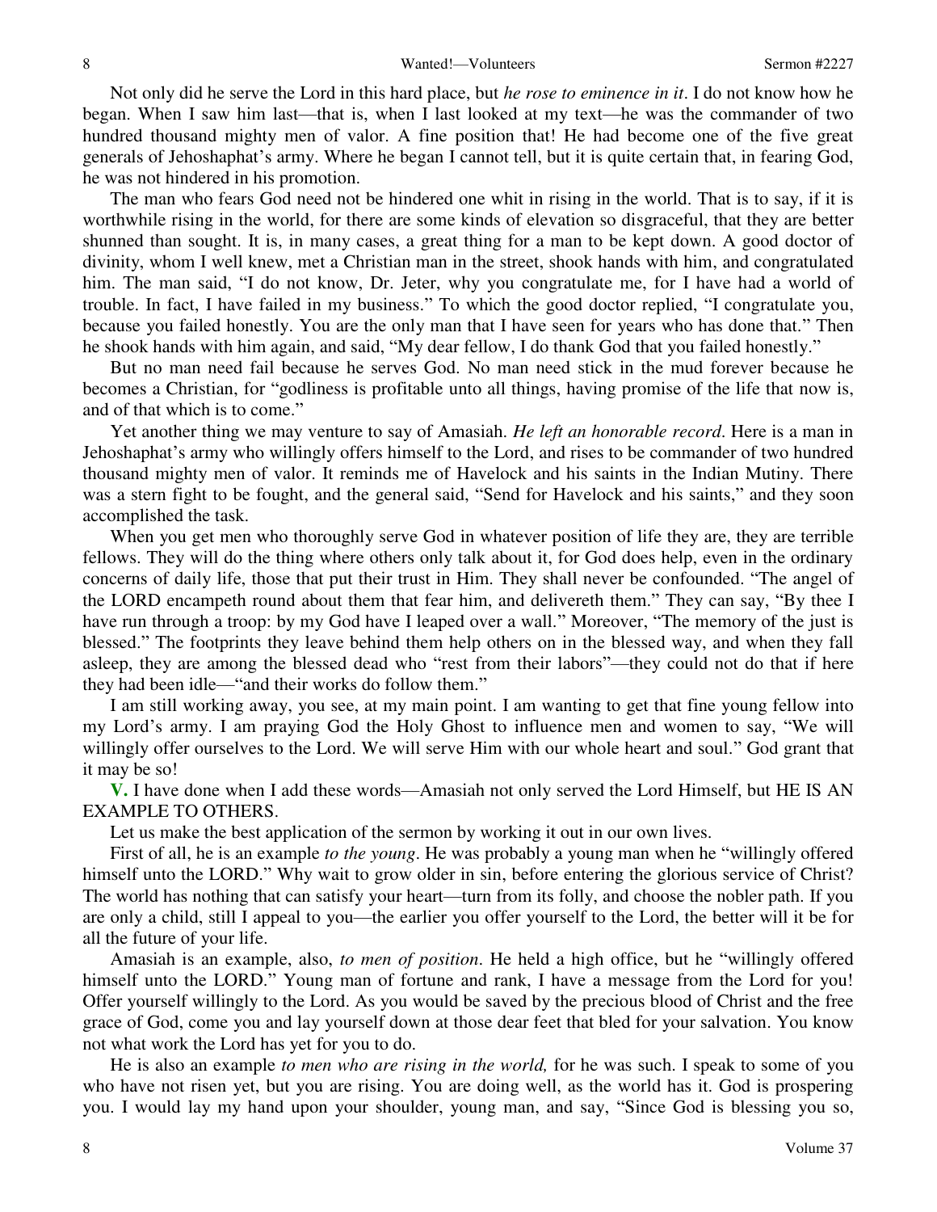Not only did he serve the Lord in this hard place, but *he rose to eminence in it*. I do not know how he began. When I saw him last—that is, when I last looked at my text—he was the commander of two hundred thousand mighty men of valor. A fine position that! He had become one of the five great generals of Jehoshaphat's army. Where he began I cannot tell, but it is quite certain that, in fearing God, he was not hindered in his promotion.

The man who fears God need not be hindered one whit in rising in the world. That is to say, if it is worthwhile rising in the world, for there are some kinds of elevation so disgraceful, that they are better shunned than sought. It is, in many cases, a great thing for a man to be kept down. A good doctor of divinity, whom I well knew, met a Christian man in the street, shook hands with him, and congratulated him. The man said, "I do not know, Dr. Jeter, why you congratulate me, for I have had a world of trouble. In fact, I have failed in my business." To which the good doctor replied, "I congratulate you, because you failed honestly. You are the only man that I have seen for years who has done that." Then he shook hands with him again, and said, "My dear fellow, I do thank God that you failed honestly."

But no man need fail because he serves God. No man need stick in the mud forever because he becomes a Christian, for "godliness is profitable unto all things, having promise of the life that now is, and of that which is to come."

Yet another thing we may venture to say of Amasiah. *He left an honorable record*. Here is a man in Jehoshaphat's army who willingly offers himself to the Lord, and rises to be commander of two hundred thousand mighty men of valor. It reminds me of Havelock and his saints in the Indian Mutiny. There was a stern fight to be fought, and the general said, "Send for Havelock and his saints," and they soon accomplished the task.

When you get men who thoroughly serve God in whatever position of life they are, they are terrible fellows. They will do the thing where others only talk about it, for God does help, even in the ordinary concerns of daily life, those that put their trust in Him. They shall never be confounded. "The angel of the LORD encampeth round about them that fear him, and delivereth them." They can say, "By thee I have run through a troop: by my God have I leaped over a wall." Moreover, "The memory of the just is blessed." The footprints they leave behind them help others on in the blessed way, and when they fall asleep, they are among the blessed dead who "rest from their labors"—they could not do that if here they had been idle—"and their works do follow them."

I am still working away, you see, at my main point. I am wanting to get that fine young fellow into my Lord's army. I am praying God the Holy Ghost to influence men and women to say, "We will willingly offer ourselves to the Lord. We will serve Him with our whole heart and soul." God grant that it may be so!

**V.** I have done when I add these words—Amasiah not only served the Lord Himself, but HE IS AN EXAMPLE TO OTHERS.

Let us make the best application of the sermon by working it out in our own lives.

First of all, he is an example *to the young*. He was probably a young man when he "willingly offered himself unto the LORD." Why wait to grow older in sin, before entering the glorious service of Christ? The world has nothing that can satisfy your heart—turn from its folly, and choose the nobler path. If you are only a child, still I appeal to you—the earlier you offer yourself to the Lord, the better will it be for all the future of your life.

Amasiah is an example, also, *to men of position*. He held a high office, but he "willingly offered himself unto the LORD." Young man of fortune and rank, I have a message from the Lord for you! Offer yourself willingly to the Lord. As you would be saved by the precious blood of Christ and the free grace of God, come you and lay yourself down at those dear feet that bled for your salvation. You know not what work the Lord has yet for you to do.

He is also an example *to men who are rising in the world,* for he was such. I speak to some of you who have not risen yet, but you are rising. You are doing well, as the world has it. God is prospering you. I would lay my hand upon your shoulder, young man, and say, "Since God is blessing you so,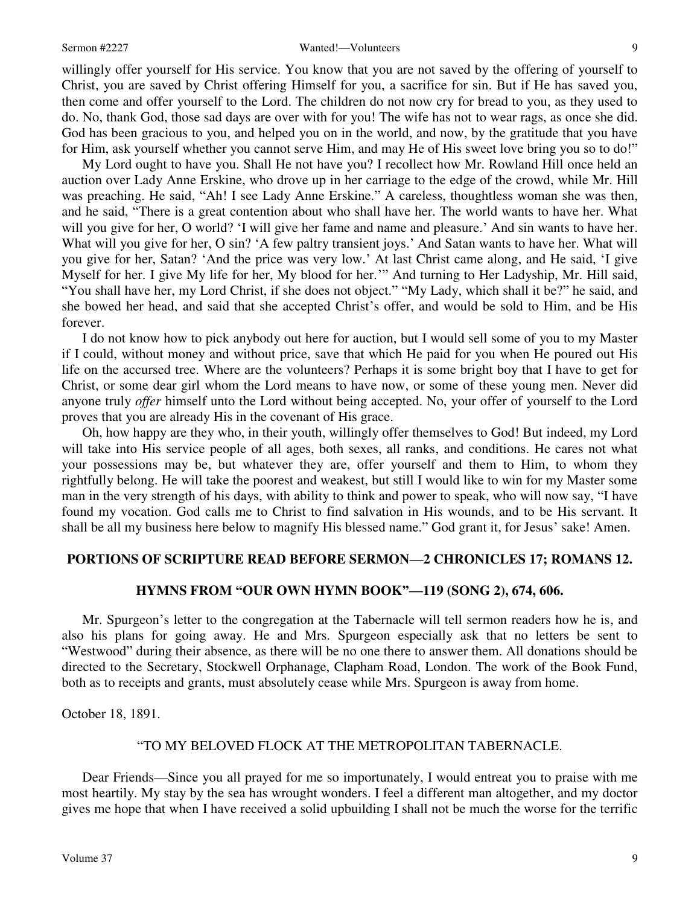willingly offer yourself for His service. You know that you are not saved by the offering of yourself to Christ, you are saved by Christ offering Himself for you, a sacrifice for sin. But if He has saved you, then come and offer yourself to the Lord. The children do not now cry for bread to you, as they used to do. No, thank God, those sad days are over with for you! The wife has not to wear rags, as once she did. God has been gracious to you, and helped you on in the world, and now, by the gratitude that you have for Him, ask yourself whether you cannot serve Him, and may He of His sweet love bring you so to do!"

My Lord ought to have you. Shall He not have you? I recollect how Mr. Rowland Hill once held an auction over Lady Anne Erskine, who drove up in her carriage to the edge of the crowd, while Mr. Hill was preaching. He said, "Ah! I see Lady Anne Erskine." A careless, thoughtless woman she was then, and he said, "There is a great contention about who shall have her. The world wants to have her. What will you give for her, O world? 'I will give her fame and name and pleasure.' And sin wants to have her. What will you give for her, O sin? 'A few paltry transient joys.' And Satan wants to have her. What will you give for her, Satan? 'And the price was very low.' At last Christ came along, and He said, 'I give Myself for her. I give My life for her, My blood for her.'" And turning to Her Ladyship, Mr. Hill said, "You shall have her, my Lord Christ, if she does not object." "My Lady, which shall it be?" he said, and she bowed her head, and said that she accepted Christ's offer, and would be sold to Him, and be His forever.

I do not know how to pick anybody out here for auction, but I would sell some of you to my Master if I could, without money and without price, save that which He paid for you when He poured out His life on the accursed tree. Where are the volunteers? Perhaps it is some bright boy that I have to get for Christ, or some dear girl whom the Lord means to have now, or some of these young men. Never did anyone truly *offer* himself unto the Lord without being accepted. No, your offer of yourself to the Lord proves that you are already His in the covenant of His grace.

Oh, how happy are they who, in their youth, willingly offer themselves to God! But indeed, my Lord will take into His service people of all ages, both sexes, all ranks, and conditions. He cares not what your possessions may be, but whatever they are, offer yourself and them to Him, to whom they rightfully belong. He will take the poorest and weakest, but still I would like to win for my Master some man in the very strength of his days, with ability to think and power to speak, who will now say, "I have found my vocation. God calls me to Christ to find salvation in His wounds, and to be His servant. It shall be all my business here below to magnify His blessed name." God grant it, for Jesus' sake! Amen.

**PORTIONS OF SCRIPTURE READ BEFORE SERMON—2 CHRONICLES 17; ROMANS 12.**

**HYMNS FROM "OUR OWN HYMN BOOK"—119 (SONG 2), 674, 606.**

Mr. Spurgeon's letter to the congregation at the Tabernacle will tell sermon readers how he is, and also his plans for going away. He and Mrs. Spurgeon especially ask that no letters be sent to "Westwood" during their absence, as there will be no one there to answer them. All donations should be directed to the Secretary, Stockwell Orphanage, Clapham Road, London. The work of the Book Fund, both as to receipts and grants, must absolutely cease while Mrs. Spurgeon is away from home.

October 18, 1891.

"TO MY BELOVED FLOCK AT THE METROPOLITAN TABERNACLE.

Dear Friends—Since you all prayed for me so importunately, I would entreat you to praise with me most heartily. My stay by the sea has wrought wonders. I feel a different man altogether, and my doctor gives me hope that when I have received a solid upbuilding I shall not be much the worse for the terrific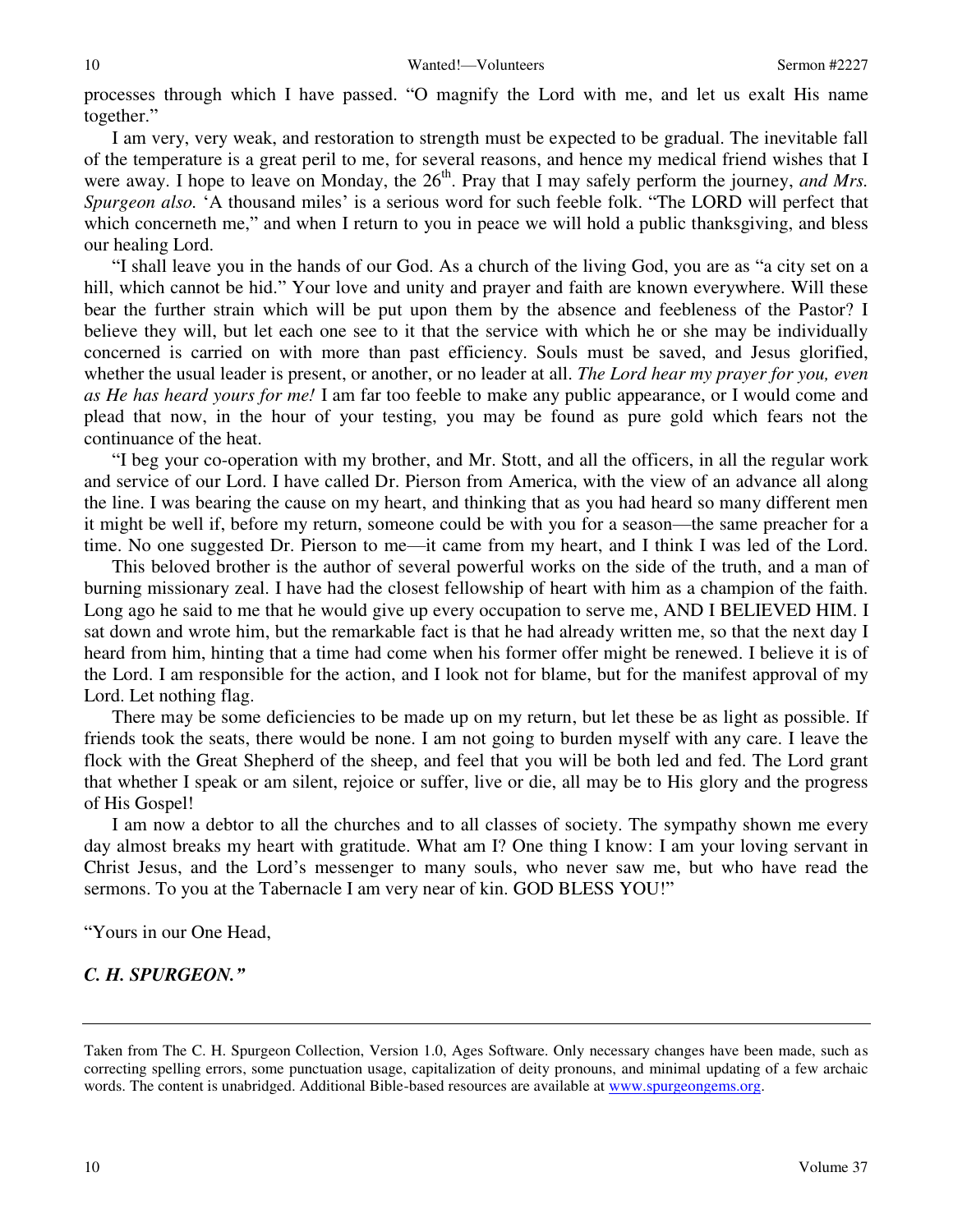processes through which I have passed. "O magnify the Lord with me, and let us exalt His name together."

I am very, very weak, and restoration to strength must be expected to be gradual. The inevitable fall of the temperature is a great peril to me, for several reasons, and hence my medical friend wishes that I were away. I hope to leave on Monday, the 26th. Pray that I may safely perform the journey, *and Mrs. Spurgeon also.* 'A thousand miles' is a serious word for such feeble folk. "The LORD will perfect that which concerneth me," and when I return to you in peace we will hold a public thanksgiving, and bless our healing Lord.

"I shall leave you in the hands of our God. As a church of the living God, you are as "a city set on a hill, which cannot be hid." Your love and unity and prayer and faith are known everywhere. Will these bear the further strain which will be put upon them by the absence and feebleness of the Pastor? I believe they will, but let each one see to it that the service with which he or she may be individually concerned is carried on with more than past efficiency. Souls must be saved, and Jesus glorified, whether the usual leader is present, or another, or no leader at all. *The Lord hear my prayer for you, even as He has heard yours for me!* I am far too feeble to make any public appearance, or I would come and plead that now, in the hour of your testing, you may be found as pure gold which fears not the continuance of the heat.

"I beg your co-operation with my brother, and Mr. Stott, and all the officers, in all the regular work and service of our Lord. I have called Dr. Pierson from America, with the view of an advance all along the line. I was bearing the cause on my heart, and thinking that as you had heard so many different men it might be well if, before my return, someone could be with you for a season—the same preacher for a time. No one suggested Dr. Pierson to me—it came from my heart, and I think I was led of the Lord.

This beloved brother is the author of several powerful works on the side of the truth, and a man of burning missionary zeal. I have had the closest fellowship of heart with him as a champion of the faith. Long ago he said to me that he would give up every occupation to serve me, AND I BELIEVED HIM. I sat down and wrote him, but the remarkable fact is that he had already written me, so that the next day I heard from him, hinting that a time had come when his former offer might be renewed. I believe it is of the Lord. I am responsible for the action, and I look not for blame, but for the manifest approval of my Lord. Let nothing flag.

There may be some deficiencies to be made up on my return, but let these be as light as possible. If friends took the seats, there would be none. I am not going to burden myself with any care. I leave the flock with the Great Shepherd of the sheep, and feel that you will be both led and fed. The Lord grant that whether I speak or am silent, rejoice or suffer, live or die, all may be to His glory and the progress of His Gospel!

I am now a debtor to all the churches and to all classes of society. The sympathy shown me every day almost breaks my heart with gratitude. What am I? One thing I know: I am your loving servant in Christ Jesus, and the Lord's messenger to many souls, who never saw me, but who have read the sermons. To you at the Tabernacle I am very near of kin. GOD BLESS YOU!"

"Yours in our One Head,

***C. H. SPURGEON."***

---

Taken from The C. H. Spurgeon Collection, Version 1.0, Ages Software. Only necessary changes have been made, such as correcting spelling errors, some punctuation usage, capitalization of deity pronouns, and minimal updating of a few archaic words. The content is unabridged. Additional Bible-based resources are available at www.spurgeongems.org.